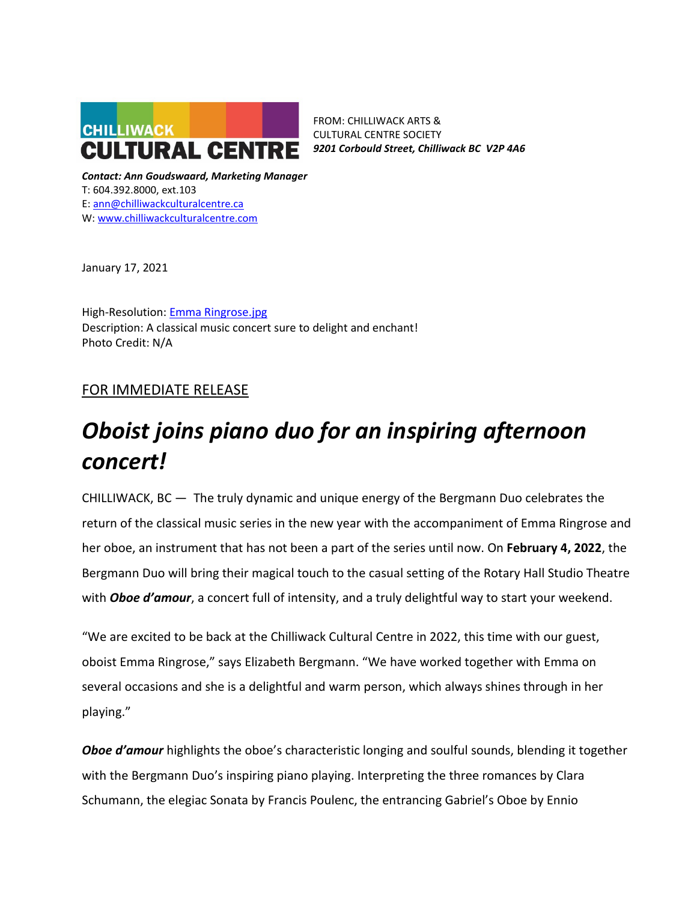CHILLIWACK CULTURAL CENTRE

FROM: CHILLIWACK ARTS & CULTURAL CENTRE SOCIETY
***9201 Corbould Street, Chilliwack BC V2P 4A6***

***Contact: Ann Goudswaard, Marketing Manager***
T: 604.392.8000, ext.103
E: ann@chilliwackculturalcentre.ca
W: www.chilliwackculturalcentre.com

January 17, 2021

High-Resolution: Emma Ringrose.jpg
Description: A classical music concert sure to delight and enchant!
Photo Credit: N/A

FOR IMMEDIATE RELEASE

# *Oboist joins piano duo for an inspiring afternoon concert!*

CHILLIWACK, BC — The truly dynamic and unique energy of the Bergmann Duo celebrates the return of the classical music series in the new year with the accompaniment of Emma Ringrose and her oboe, an instrument that has not been a part of the series until now. On **February 4, 2022**, the Bergmann Duo will bring their magical touch to the casual setting of the Rotary Hall Studio Theatre with ***Oboe d'amour***, a concert full of intensity, and a truly delightful way to start your weekend.

"We are excited to be back at the Chilliwack Cultural Centre in 2022, this time with our guest, oboist Emma Ringrose," says Elizabeth Bergmann. "We have worked together with Emma on several occasions and she is a delightful and warm person, which always shines through in her playing."

***Oboe d'amour*** highlights the oboe's characteristic longing and soulful sounds, blending it together with the Bergmann Duo's inspiring piano playing. Interpreting the three romances by Clara Schumann, the elegiac Sonata by Francis Poulenc, the entrancing Gabriel's Oboe by Ennio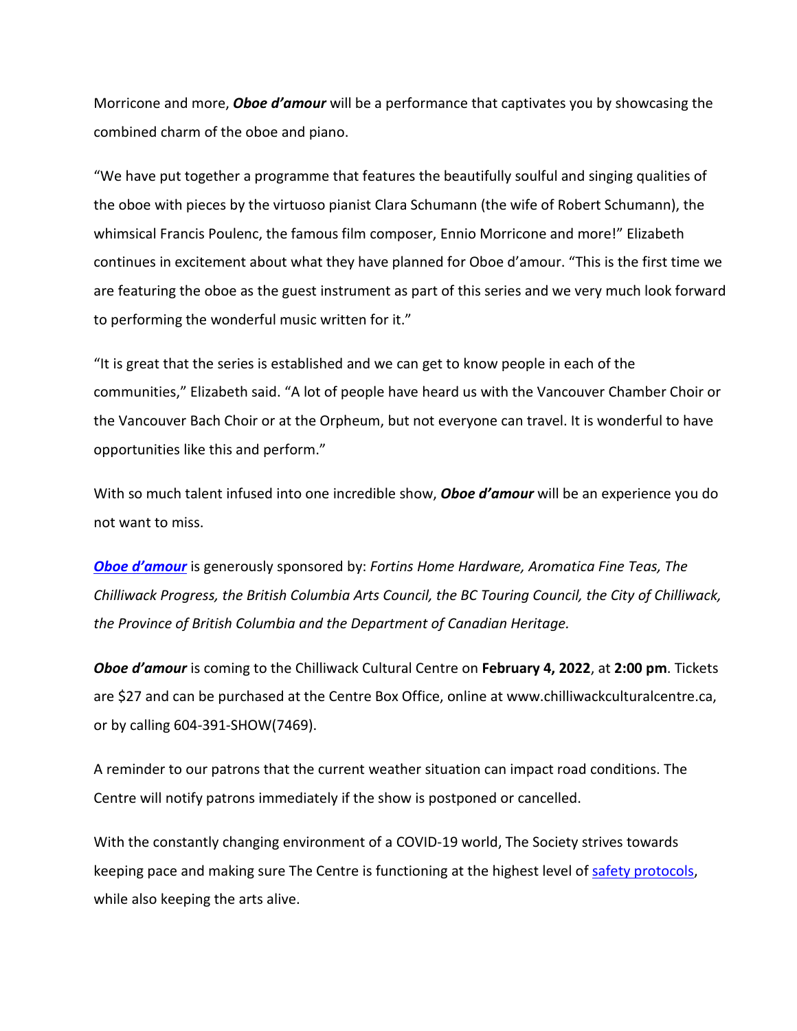Morricone and more, ***Oboe d'amour*** will be a performance that captivates you by showcasing the combined charm of the oboe and piano.

"We have put together a programme that features the beautifully soulful and singing qualities of the oboe with pieces by the virtuoso pianist Clara Schumann (the wife of Robert Schumann), the whimsical Francis Poulenc, the famous film composer, Ennio Morricone and more!" Elizabeth continues in excitement about what they have planned for Oboe d'amour. "This is the first time we are featuring the oboe as the guest instrument as part of this series and we very much look forward to performing the wonderful music written for it."

"It is great that the series is established and we can get to know people in each of the communities," Elizabeth said. "A lot of people have heard us with the Vancouver Chamber Choir or the Vancouver Bach Choir or at the Orpheum, but not everyone can travel. It is wonderful to have opportunities like this and perform."

With so much talent infused into one incredible show, ***Oboe d'amour*** will be an experience you do not want to miss.

***Oboe d'amour*** is generously sponsored by: *Fortins Home Hardware, Aromatica Fine Teas, The Chilliwack Progress, the British Columbia Arts Council, the BC Touring Council, the City of Chilliwack, the Province of British Columbia and the Department of Canadian Heritage.*

***Oboe d'amour*** is coming to the Chilliwack Cultural Centre on **February 4, 2022**, at **2:00 pm**. Tickets are $27 and can be purchased at the Centre Box Office, online at www.chilliwackculturalcentre.ca, or by calling 604-391-SHOW(7469).

A reminder to our patrons that the current weather situation can impact road conditions. The Centre will notify patrons immediately if the show is postponed or cancelled.

With the constantly changing environment of a COVID-19 world, The Society strives towards keeping pace and making sure The Centre is functioning at the highest level of safety protocols, while also keeping the arts alive.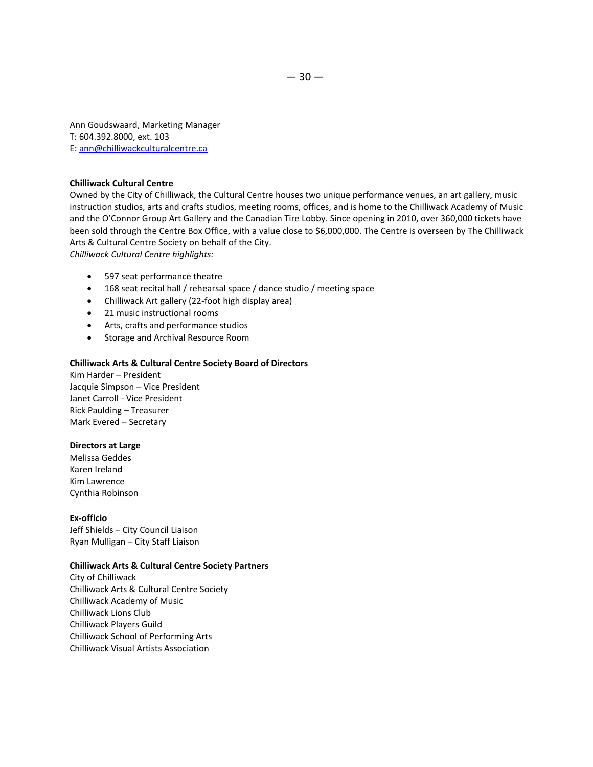Ann Goudswaard, Marketing Manager
T: 604.392.8000, ext. 103
E: ann@chilliwackculturalcentre.ca

**Chilliwack Cultural Centre**
Owned by the City of Chilliwack, the Cultural Centre houses two unique performance venues, an art gallery, music instruction studios, arts and crafts studios, meeting rooms, offices, and is home to the Chilliwack Academy of Music and the O'Connor Group Art Gallery and the Canadian Tire Lobby. Since opening in 2010, over 360,000 tickets have been sold through the Centre Box Office, with a value close to $6,000,000. The Centre is overseen by The Chilliwack Arts & Cultural Centre Society on behalf of the City.
*Chilliwack Cultural Centre highlights:*

- 597 seat performance theatre
- 168 seat recital hall / rehearsal space / dance studio / meeting space
- Chilliwack Art gallery (22-foot high display area)
- 21 music instructional rooms
- Arts, crafts and performance studios
- Storage and Archival Resource Room

**Chilliwack Arts & Cultural Centre Society Board of Directors**
Kim Harder – President
Jacquie Simpson – Vice President
Janet Carroll - Vice President
Rick Paulding – Treasurer
Mark Evered – Secretary

**Directors at Large**
Melissa Geddes
Karen Ireland
Kim Lawrence
Cynthia Robinson

**Ex-officio**
Jeff Shields – City Council Liaison
Ryan Mulligan – City Staff Liaison

**Chilliwack Arts & Cultural Centre Society Partners**
City of Chilliwack
Chilliwack Arts & Cultural Centre Society
Chilliwack Academy of Music
Chilliwack Lions Club
Chilliwack Players Guild
Chilliwack School of Performing Arts
Chilliwack Visual Artists Association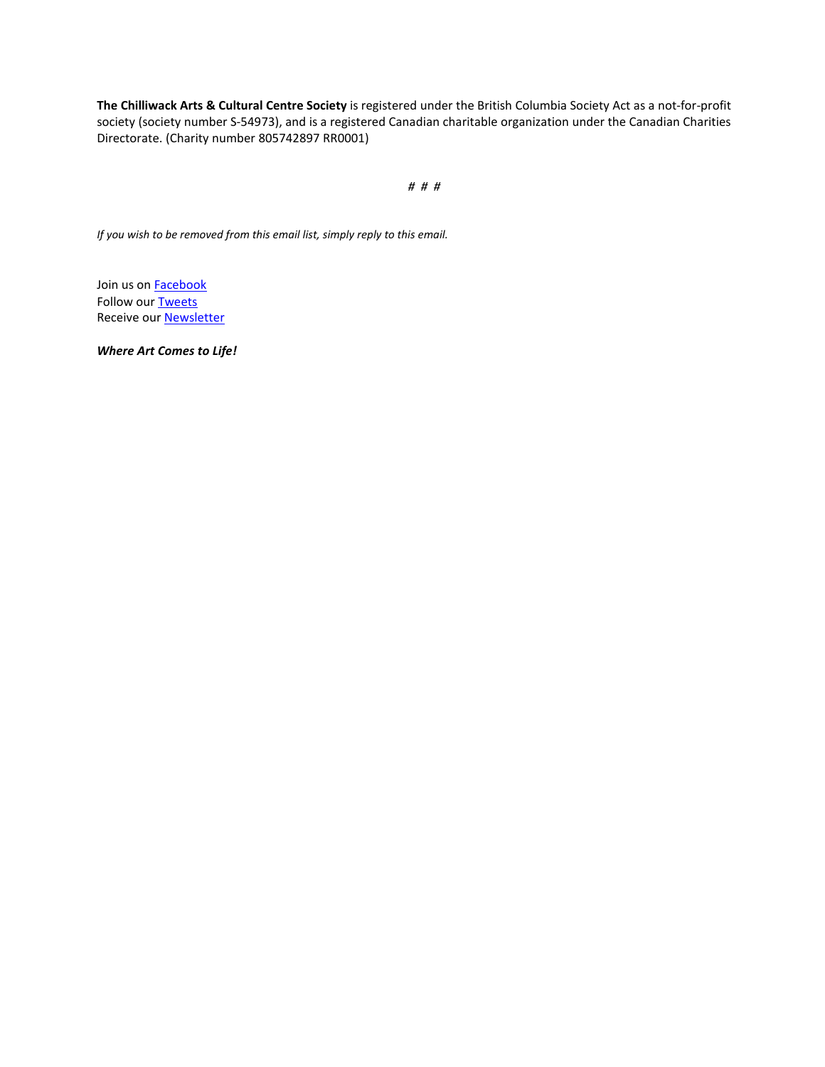**The Chilliwack Arts & Cultural Centre Society** is registered under the British Columbia Society Act as a not-for-profit society (society number S-54973), and is a registered Canadian charitable organization under the Canadian Charities Directorate. (Charity number 805742897 RR0001)

*# # #*

*If you wish to be removed from this email list, simply reply to this email.*

Join us on Facebook
Follow our Tweets
Receive our Newsletter

***Where Art Comes to Life!***